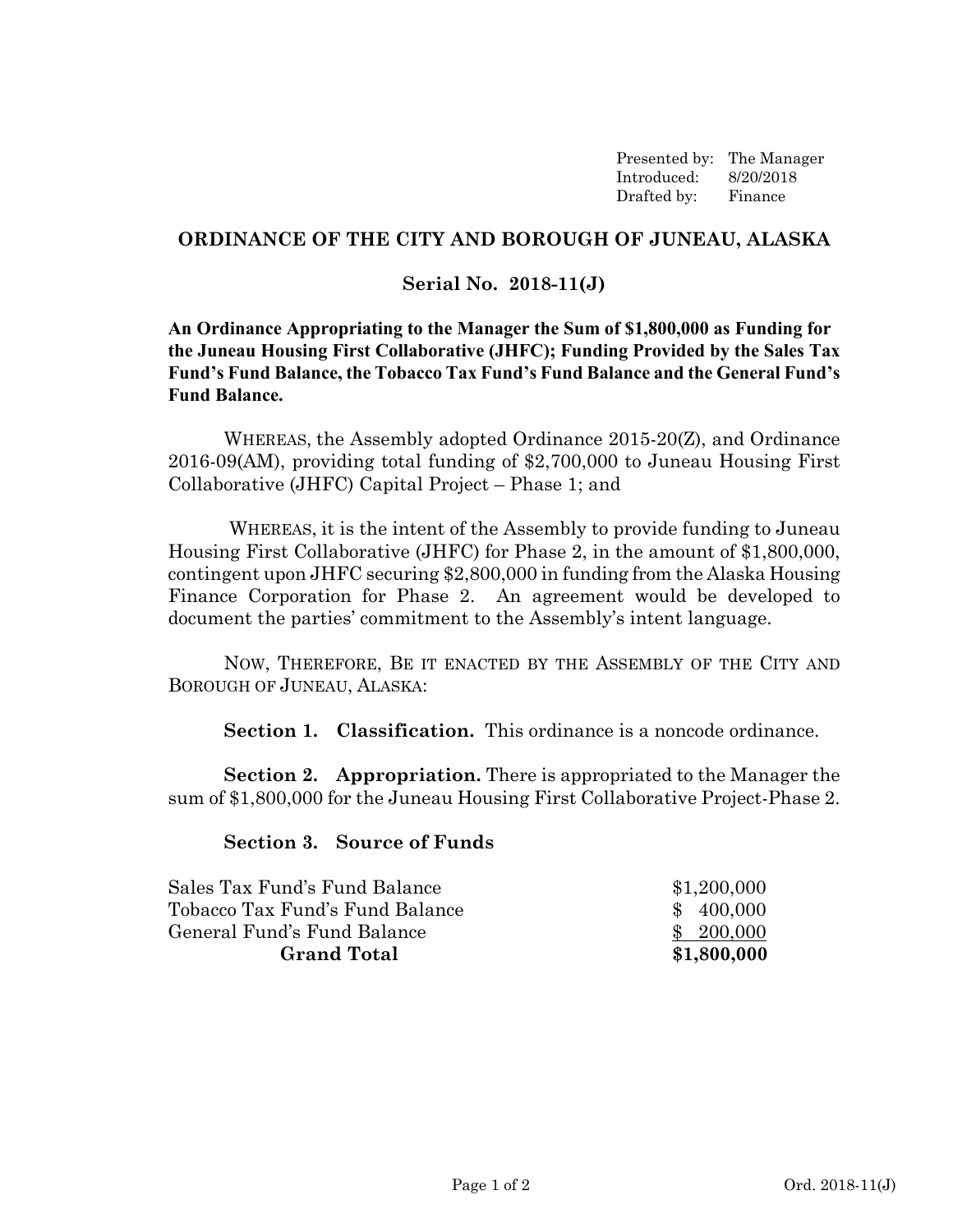| | |
|---|---|
| Presented by: | The Manager |
| Introduced: | 8/20/2018 |
| Drafted by: | Finance |

## ORDINANCE OF THE CITY AND BOROUGH OF JUNEAU, ALASKA

### Serial No. 2018-11(J)

**An Ordinance Appropriating to the Manager the Sum of $1,800,000 as Funding for the Juneau Housing First Collaborative (JHFC); Funding Provided by the Sales Tax Fund's Fund Balance, the Tobacco Tax Fund's Fund Balance and the General Fund's Fund Balance.**

WHEREAS, the Assembly adopted Ordinance 2015-20(Z), and Ordinance 2016-09(AM), providing total funding of $2,700,000 to Juneau Housing First Collaborative (JHFC) Capital Project – Phase 1; and

WHEREAS, it is the intent of the Assembly to provide funding to Juneau Housing First Collaborative (JHFC) for Phase 2, in the amount of $1,800,000, contingent upon JHFC securing $2,800,000 in funding from the Alaska Housing Finance Corporation for Phase 2. An agreement would be developed to document the parties' commitment to the Assembly's intent language.

NOW, THEREFORE, BE IT ENACTED BY THE ASSEMBLY OF THE CITY AND BOROUGH OF JUNEAU, ALASKA:

**Section 1. Classification.** This ordinance is a noncode ordinance.

**Section 2. Appropriation.** There is appropriated to the Manager the sum of $1,800,000 for the Juneau Housing First Collaborative Project-Phase 2.

**Section 3. Source of Funds**

| | |
|---|---|
| Sales Tax Fund's Fund Balance | $1,200,000 |
| Tobacco Tax Fund's Fund Balance | $ 400,000 |
| General Fund's Fund Balance | $ 200,000 |
| **Grand Total** | **$1,800,000** |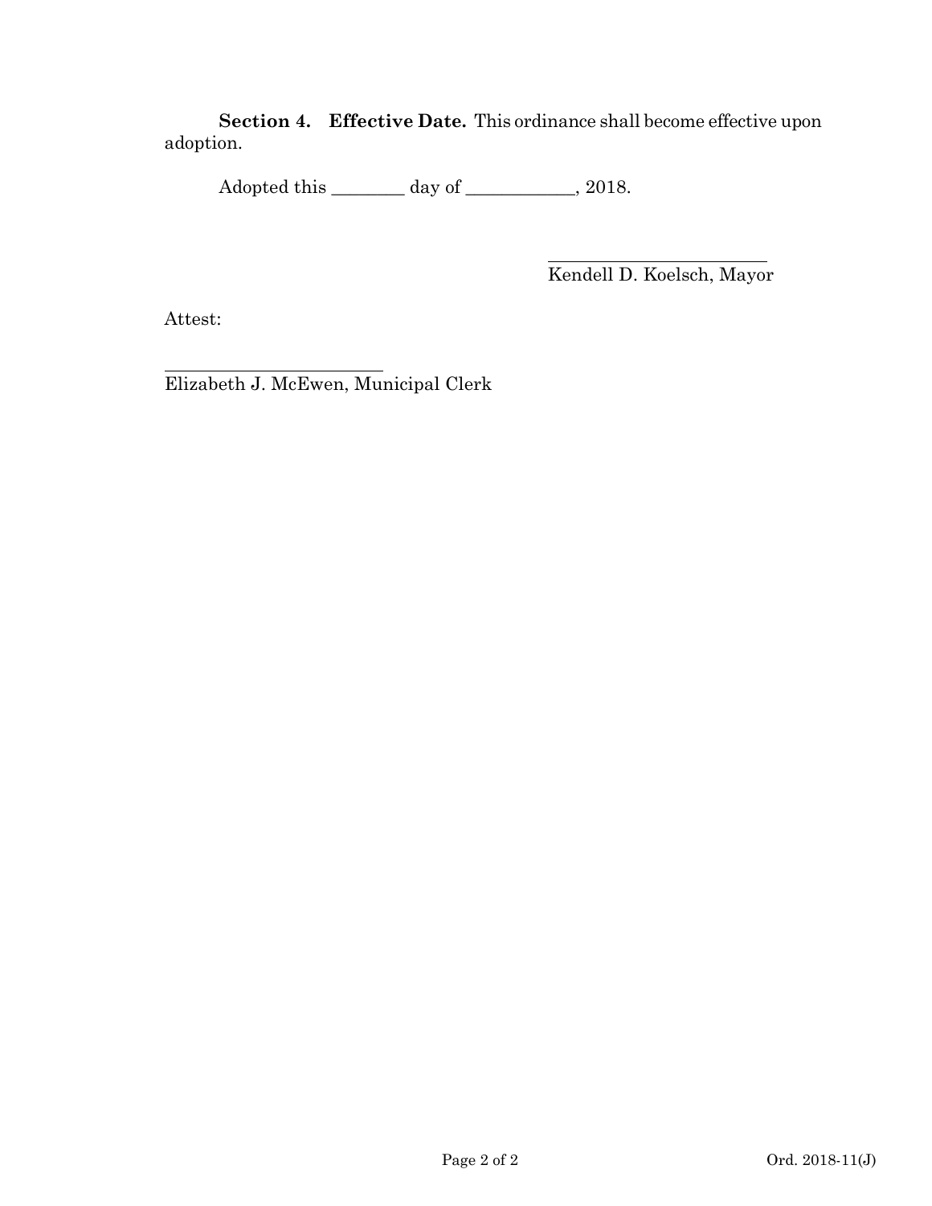**Section 4. Effective Date.** This ordinance shall become effective upon adoption.

Adopted this ________ day of ____________, 2018.

_________________________
Kendell D. Koelsch, Mayor

Attest:

_________________________
Elizabeth J. McEwen, Municipal Clerk